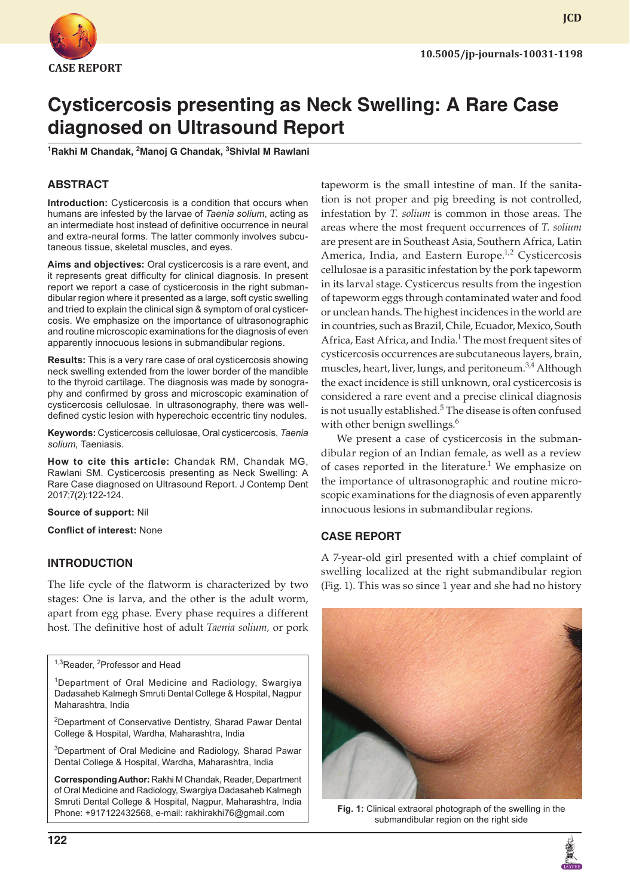CASE REPORT

# Cysticercosis presenting as Neck Swelling: A Rare Case diagnosed on Ultrasound Report

[1]Rakhi M Chandak, [2]Manoj G Chandak, [3]Shivlal M Rawlani

## ABSTRACT

**Introduction:** Cysticercosis is a condition that occurs when humans are infested by the larvae of *Taenia solium*, acting as an intermediate host instead of definitive occurrence in neural and extra-neural forms. The latter commonly involves subcutaneous tissue, skeletal muscles, and eyes.

**Aims and objectives:** Oral cysticercosis is a rare event, and it represents great difficulty for clinical diagnosis. In present report we report a case of cysticercosis in the right submandibular region where it presented as a large, soft cystic swelling and tried to explain the clinical sign & symptom of oral cysticercosis. We emphasize on the importance of ultrasonographic and routine microscopic examinations for the diagnosis of even apparently innocuous lesions in submandibular regions.

**Results:** This is a very rare case of oral cysticercosis showing neck swelling extended from the lower border of the mandible to the thyroid cartilage. The diagnosis was made by sonography and confirmed by gross and microscopic examination of cysticercosis cellulosae. In ultrasonography, there was well-defined cystic lesion with hyperechoic eccentric tiny nodules.

**Keywords:** Cysticercosis cellulosae, Oral cysticercosis, *Taenia solium*, Taeniasis.

**How to cite this article:** Chandak RM, Chandak MG, Rawlani SM. Cysticercosis presenting as Neck Swelling: A Rare Case diagnosed on Ultrasound Report. J Contemp Dent 2017;7(2):122-124.

**Source of support:** Nil

**Conflict of interest:** None

## INTRODUCTION

The life cycle of the flatworm is characterized by two stages: One is larva, and the other is the adult worm, apart from egg phase. Every phase requires a different host. The definitive host of adult *Taenia solium,* or pork tapeworm is the small intestine of man. If the sanitation is not proper and pig breeding is not controlled, infestation by *T. solium* is common in those areas. The areas where the most frequent occurrences of *T. solium* are present are in Southeast Asia, Southern Africa, Latin America, India, and Eastern Europe.[1,2] Cysticercosis cellulosae is a parasitic infestation by the pork tapeworm in its larval stage. Cysticercus results from the ingestion of tapeworm eggs through contaminated water and food or unclean hands. The highest incidences in the world are in countries, such as Brazil, Chile, Ecuador, Mexico, South Africa, East Africa, and India.[1] The most frequent sites of cysticercosis occurrences are subcutaneous layers, brain, muscles, heart, liver, lungs, and peritoneum.[3,4] Although the exact incidence is still unknown, oral cysticercosis is considered a rare event and a precise clinical diagnosis is not usually established.[5] The disease is often confused with other benign swellings.[6]

We present a case of cysticercosis in the submandibular region of an Indian female, as well as a review of cases reported in the literature.[1] We emphasize on the importance of ultrasonographic and routine microscopic examinations for the diagnosis of even apparently innocuous lesions in submandibular regions.

## CASE REPORT

A 7-year-old girl presented with a chief complaint of swelling localized at the right submandibular region (Fig. 1). This was so since 1 year and she had no history

Fig. 1: Clinical extraoral photograph of the swelling in the submandibular region on the right side

---

[1,3]Reader, [2]Professor and Head

[1]Department of Oral Medicine and Radiology, Swargiya Dadasaheb Kalmegh Smruti Dental College & Hospital, Nagpur Maharashtra, India

[2]Department of Conservative Dentistry, Sharad Pawar Dental College & Hospital, Wardha, Maharashtra, India

[3]Department of Oral Medicine and Radiology, Sharad Pawar Dental College & Hospital, Wardha, Maharashtra, India

**Corresponding Author:** Rakhi M Chandak, Reader, Department of Oral Medicine and Radiology, Swargiya Dadasaheb Kalmegh Smruti Dental College & Hospital, Nagpur, Maharashtra, India Phone: +917122432568, e-mail: rakhirakhi76@gmail.com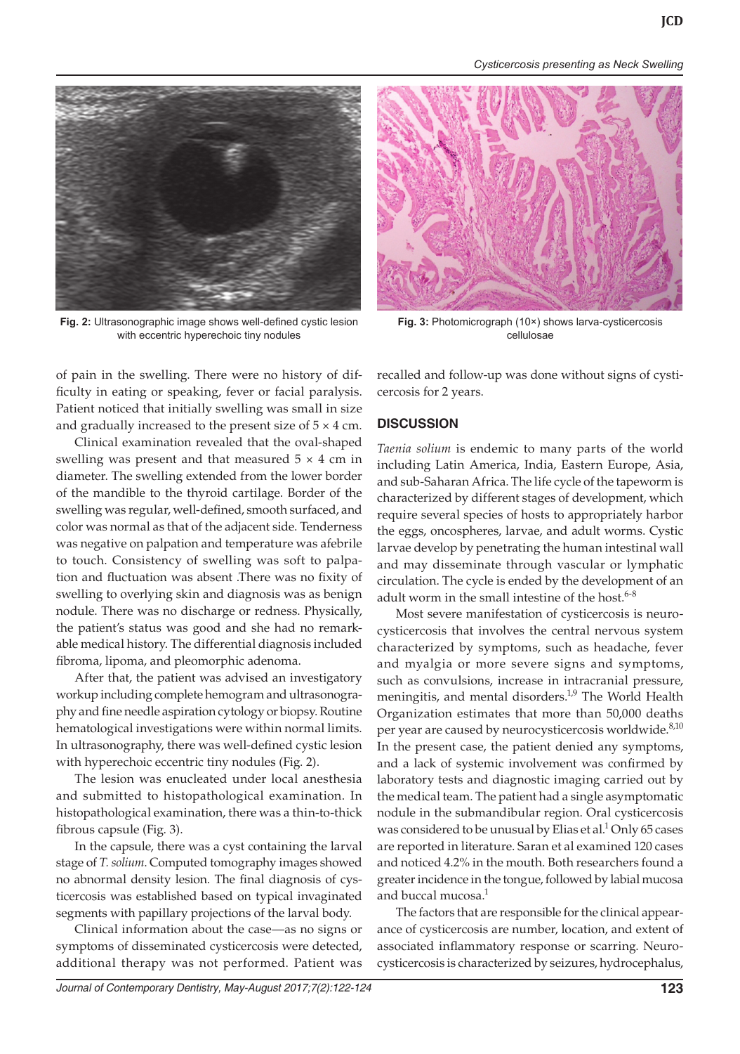Fig. 2: Ultrasonographic image shows well-defined cystic lesion with eccentric hyperechoic tiny nodules

Fig. 3: Photomicrograph (10×) shows larva-cysticercosis cellulosae

of pain in the swelling. There were no history of difficulty in eating or speaking, fever or facial paralysis. Patient noticed that initially swelling was small in size and gradually increased to the present size of 5 × 4 cm.

Clinical examination revealed that the oval-shaped swelling was present and that measured 5 × 4 cm in diameter. The swelling extended from the lower border of the mandible to the thyroid cartilage. Border of the swelling was regular, well-defined, smooth surfaced, and color was normal as that of the adjacent side. Tenderness was negative on palpation and temperature was afebrile to touch. Consistency of swelling was soft to palpation and fluctuation was absent .There was no fixity of swelling to overlying skin and diagnosis was as benign nodule. There was no discharge or redness. Physically, the patient's status was good and she had no remarkable medical history. The differential diagnosis included fibroma, lipoma, and pleomorphic adenoma.

After that, the patient was advised an investigatory workup including complete hemogram and ultrasonography and fine needle aspiration cytology or biopsy. Routine hematological investigations were within normal limits. In ultrasonography, there was well-defined cystic lesion with hyperechoic eccentric tiny nodules (Fig. 2).

The lesion was enucleated under local anesthesia and submitted to histopathological examination. In histopathological examination, there was a thin-to-thick fibrous capsule (Fig. 3).

In the capsule, there was a cyst containing the larval stage of *T. solium*. Computed tomography images showed no abnormal density lesion. The final diagnosis of cysticercosis was established based on typical invaginated segments with papillary projections of the larval body.

Clinical information about the case—as no signs or symptoms of disseminated cysticercosis were detected, additional therapy was not performed. Patient was recalled and follow-up was done without signs of cysticercosis for 2 years.

## DISCUSSION

*Taenia solium* is endemic to many parts of the world including Latin America, India, Eastern Europe, Asia, and sub-Saharan Africa. The life cycle of the tapeworm is characterized by different stages of development, which require several species of hosts to appropriately harbor the eggs, oncospheres, larvae, and adult worms. Cystic larvae develop by penetrating the human intestinal wall and may disseminate through vascular or lymphatic circulation. The cycle is ended by the development of an adult worm in the small intestine of the host.[6-8]

Most severe manifestation of cysticercosis is neurocysticercosis that involves the central nervous system characterized by symptoms, such as headache, fever and myalgia or more severe signs and symptoms, such as convulsions, increase in intracranial pressure, meningitis, and mental disorders.[1,9] The World Health Organization estimates that more than 50,000 deaths per year are caused by neurocysticercosis worldwide.[8,10] In the present case, the patient denied any symptoms, and a lack of systemic involvement was confirmed by laboratory tests and diagnostic imaging carried out by the medical team. The patient had a single asymptomatic nodule in the submandibular region. Oral cysticercosis was considered to be unusual by Elias et al.[1] Only 65 cases are reported in literature. Saran et al examined 120 cases and noticed 4.2% in the mouth. Both researchers found a greater incidence in the tongue, followed by labial mucosa and buccal mucosa.[1]

The factors that are responsible for the clinical appearance of cysticercosis are number, location, and extent of associated inflammatory response or scarring. Neurocysticercosis is characterized by seizures, hydrocephalus,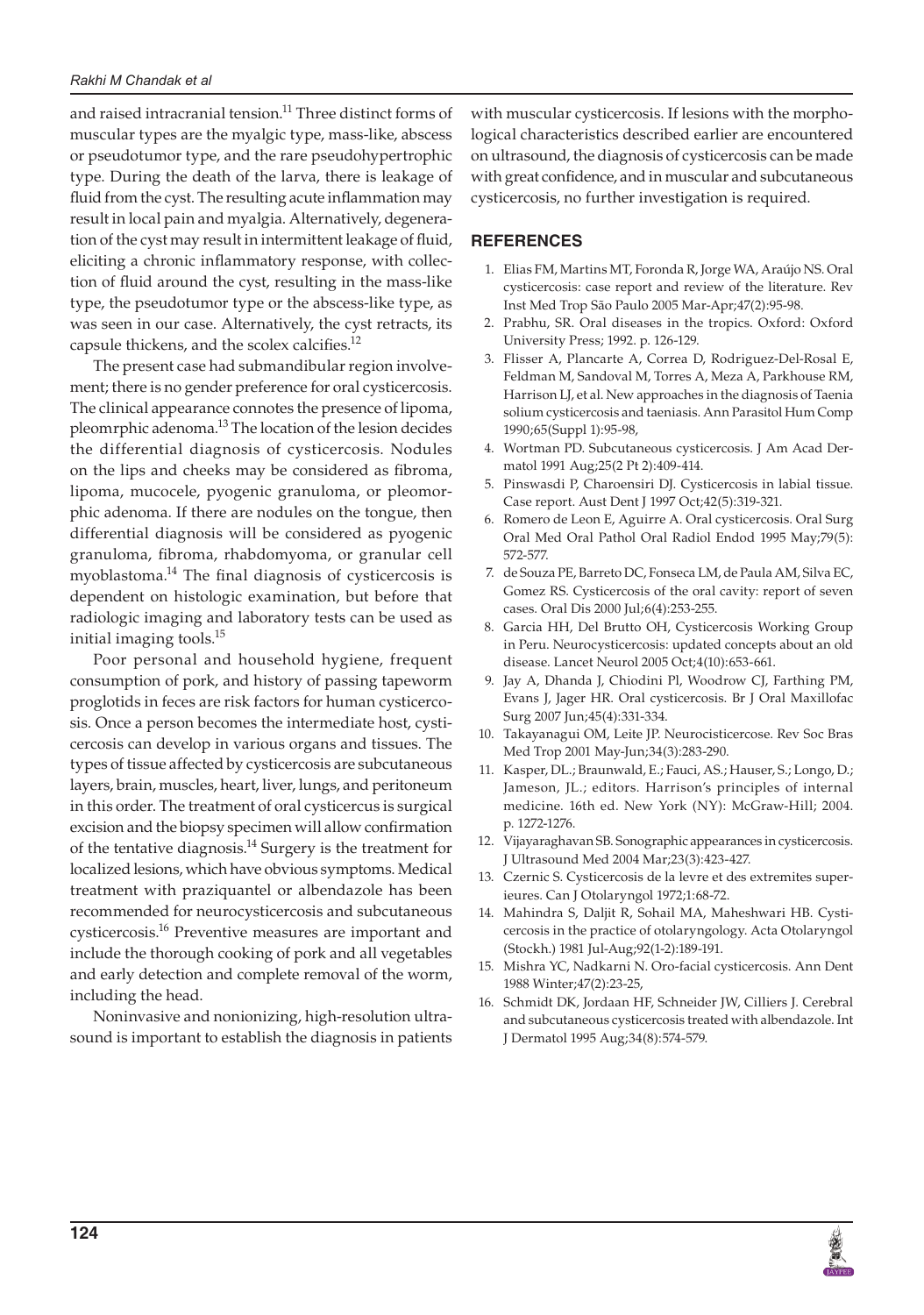and raised intracranial tension.[11] Three distinct forms of muscular types are the myalgic type, mass-like, abscess or pseudotumor type, and the rare pseudohypertrophic type. During the death of the larva, there is leakage of fluid from the cyst. The resulting acute inflammation may result in local pain and myalgia. Alternatively, degeneration of the cyst may result in intermittent leakage of fluid, eliciting a chronic inflammatory response, with collection of fluid around the cyst, resulting in the mass-like type, the pseudotumor type or the abscess-like type, as was seen in our case. Alternatively, the cyst retracts, its capsule thickens, and the scolex calcifies.[12]

The present case had submandibular region involvement; there is no gender preference for oral cysticercosis. The clinical appearance connotes the presence of lipoma, pleomrphic adenoma.[13] The location of the lesion decides the differential diagnosis of cysticercosis. Nodules on the lips and cheeks may be considered as fibroma, lipoma, mucocele, pyogenic granuloma, or pleomorphic adenoma. If there are nodules on the tongue, then differential diagnosis will be considered as pyogenic granuloma, fibroma, rhabdomyoma, or granular cell myoblastoma.[14] The final diagnosis of cysticercosis is dependent on histologic examination, but before that radiologic imaging and laboratory tests can be used as initial imaging tools.[15]

Poor personal and household hygiene, frequent consumption of pork, and history of passing tapeworm proglotids in feces are risk factors for human cysticercosis. Once a person becomes the intermediate host, cysticercosis can develop in various organs and tissues. The types of tissue affected by cysticercosis are subcutaneous layers, brain, muscles, heart, liver, lungs, and peritoneum in this order. The treatment of oral cysticercus is surgical excision and the biopsy specimen will allow confirmation of the tentative diagnosis.[14] Surgery is the treatment for localized lesions, which have obvious symptoms. Medical treatment with praziquantel or albendazole has been recommended for neurocysticercosis and subcutaneous cysticercosis.[16] Preventive measures are important and include the thorough cooking of pork and all vegetables and early detection and complete removal of the worm, including the head.

Noninvasive and nonionizing, high-resolution ultrasound is important to establish the diagnosis in patients with muscular cysticercosis. If lesions with the morphological characteristics described earlier are encountered on ultrasound, the diagnosis of cysticercosis can be made with great confidence, and in muscular and subcutaneous cysticercosis, no further investigation is required.

## REFERENCES

1. Elias FM, Martins MT, Foronda R, Jorge WA, Araújo NS. Oral cysticercosis: case report and review of the literature. Rev Inst Med Trop São Paulo 2005 Mar-Apr;47(2):95-98.
2. Prabhu, SR. Oral diseases in the tropics. Oxford: Oxford University Press; 1992. p. 126-129.
3. Flisser A, Plancarte A, Correa D, Rodriguez-Del-Rosal E, Feldman M, Sandoval M, Torres A, Meza A, Parkhouse RM, Harrison LJ, et al. New approaches in the diagnosis of Taenia solium cysticercosis and taeniasis. Ann Parasitol Hum Comp 1990;65(Suppl 1):95-98,
4. Wortman PD. Subcutaneous cysticercosis. J Am Acad Dermatol 1991 Aug;25(2 Pt 2):409-414.
5. Pinswasdi P, Charoensiri DJ. Cysticercosis in labial tissue. Case report. Aust Dent J 1997 Oct;42(5):319-321.
6. Romero de Leon E, Aguirre A. Oral cysticercosis. Oral Surg Oral Med Oral Pathol Oral Radiol Endod 1995 May;79(5): 572-577.
7. de Souza PE, Barreto DC, Fonseca LM, de Paula AM, Silva EC, Gomez RS. Cysticercosis of the oral cavity: report of seven cases. Oral Dis 2000 Jul;6(4):253-255.
8. Garcia HH, Del Brutto OH, Cysticercosis Working Group in Peru. Neurocysticercosis: updated concepts about an old disease. Lancet Neurol 2005 Oct;4(10):653-661.
9. Jay A, Dhanda J, Chiodini Pl, Woodrow CJ, Farthing PM, Evans J, Jager HR. Oral cysticercosis. Br J Oral Maxillofac Surg 2007 Jun;45(4):331-334.
10. Takayanagui OM, Leite JP. Neurocisticercose. Rev Soc Bras Med Trop 2001 May-Jun;34(3):283-290.
11. Kasper, DL.; Braunwald, E.; Fauci, AS.; Hauser, S.; Longo, D.; Jameson, JL.; editors. Harrison's principles of internal medicine. 16th ed. New York (NY): McGraw-Hill; 2004. p. 1272-1276.
12. Vijayaraghavan SB. Sonographic appearances in cysticercosis. J Ultrasound Med 2004 Mar;23(3):423-427.
13. Czernic S. Cysticercosis de la levre et des extremites superieures. Can J Otolaryngol 1972;1:68-72.
14. Mahindra S, Daljit R, Sohail MA, Maheshwari HB. Cysticercosis in the practice of otolaryngology. Acta Otolaryngol (Stockh.) 1981 Jul-Aug;92(1-2):189-191.
15. Mishra YC, Nadkarni N. Oro-facial cysticercosis. Ann Dent 1988 Winter;47(2):23-25,
16. Schmidt DK, Jordaan HF, Schneider JW, Cilliers J. Cerebral and subcutaneous cysticercosis treated with albendazole. Int J Dermatol 1995 Aug;34(8):574-579.